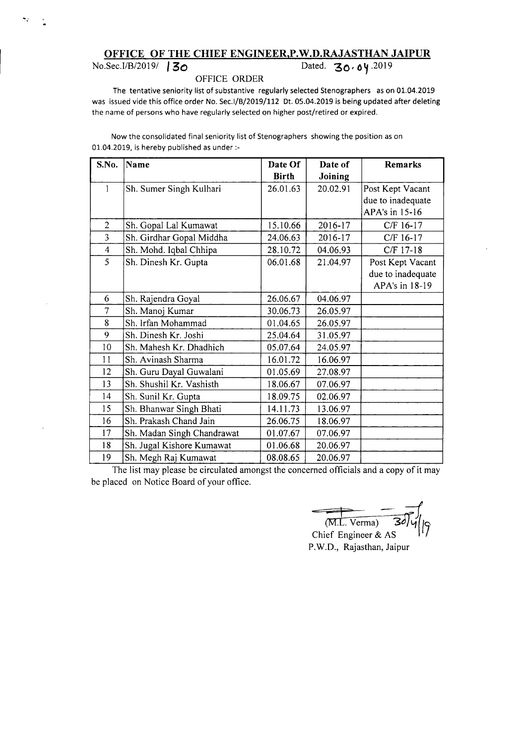## OFFICE OF THE CHIEF ENGINEER,P.W.D.RAJASTHAN JAIPUR

No.Sec.I/B/2019/ 130 Dated. 30.04.2019

OFFICE ORDER

The tentative seniority list of substantive regularly selected Stenographers as on 01.04.2019 was issued vide this office order No. Sec.I/B/2019/112 Dt. 05.04.2019 is being updated after deleting the name of persons who have regularly selected on higher post/retired or expired.

Now the consolidated final seniority list of Stenographers showing the position as on 01.04.2019, is hereby published as under :-

| S.No. | Name | Date Of Birth | Date of Joining | Remarks |
|---|---|---|---|---|
| 1 | Sh. Sumer Singh Kulhari | 26.01.63 | 20.02.91 | Post Kept Vacant due to inadequate APA's in 15-16 |
| 2 | Sh. Gopal Lal Kumawat | 15.10.66 | 2016-17 | C/F 16-17 |
| 3 | Sh. Girdhar Gopal Middha | 24.06.63 | 2016-17 | C/F 16-17 |
| 4 | Sh. Mohd. Iqbal Chhipa | 28.10.72 | 04.06.93 | C/F 17-18 |
| 5 | Sh. Dinesh Kr. Gupta | 06.01.68 | 21.04.97 | Post Kept Vacant due to inadequate APA's in 18-19 |
| 6 | Sh. Rajendra Goyal | 26.06.67 | 04.06.97 | |
| 7 | Sh. Manoj Kumar | 30.06.73 | 26.05.97 | |
| 8 | Sh. Irfan Mohammad | 01.04.65 | 26.05.97 | |
| 9 | Sh. Dinesh Kr. Joshi | 25.04.64 | 31.05.97 | |
| 10 | Sh. Mahesh Kr. Dhadhich | 05.07.64 | 24.05.97 | |
| 11 | Sh. Avinash Sharma | 16.01.72 | 16.06.97 | |
| 12 | Sh. Guru Dayal Guwalani | 01.05.69 | 27.08.97 | |
| 13 | Sh. Shushil Kr. Vashisth | 18.06.67 | 07.06.97 | |
| 14 | Sh. Sunil Kr. Gupta | 18.09.75 | 02.06.97 | |
| 15 | Sh. Bhanwar Singh Bhati | 14.11.73 | 13.06.97 | |
| 16 | Sh. Prakash Chand Jain | 26.06.75 | 18.06.97 | |
| 17 | Sh. Madan Singh Chandrawat | 01.07.67 | 07.06.97 | |
| 18 | Sh. Jugal Kishore Kumawat | 01.06.68 | 20.06.97 | |
| 19 | Sh. Megh Raj Kumawat | 08.08.65 | 20.06.97 | |

The list may please be circulated amongst the concerned officials and a copy of it may be placed on Notice Board of your office.

(M.L. Verma) 30/4/19
Chief Engineer & AS
P.W.D., Rajasthan, Jaipur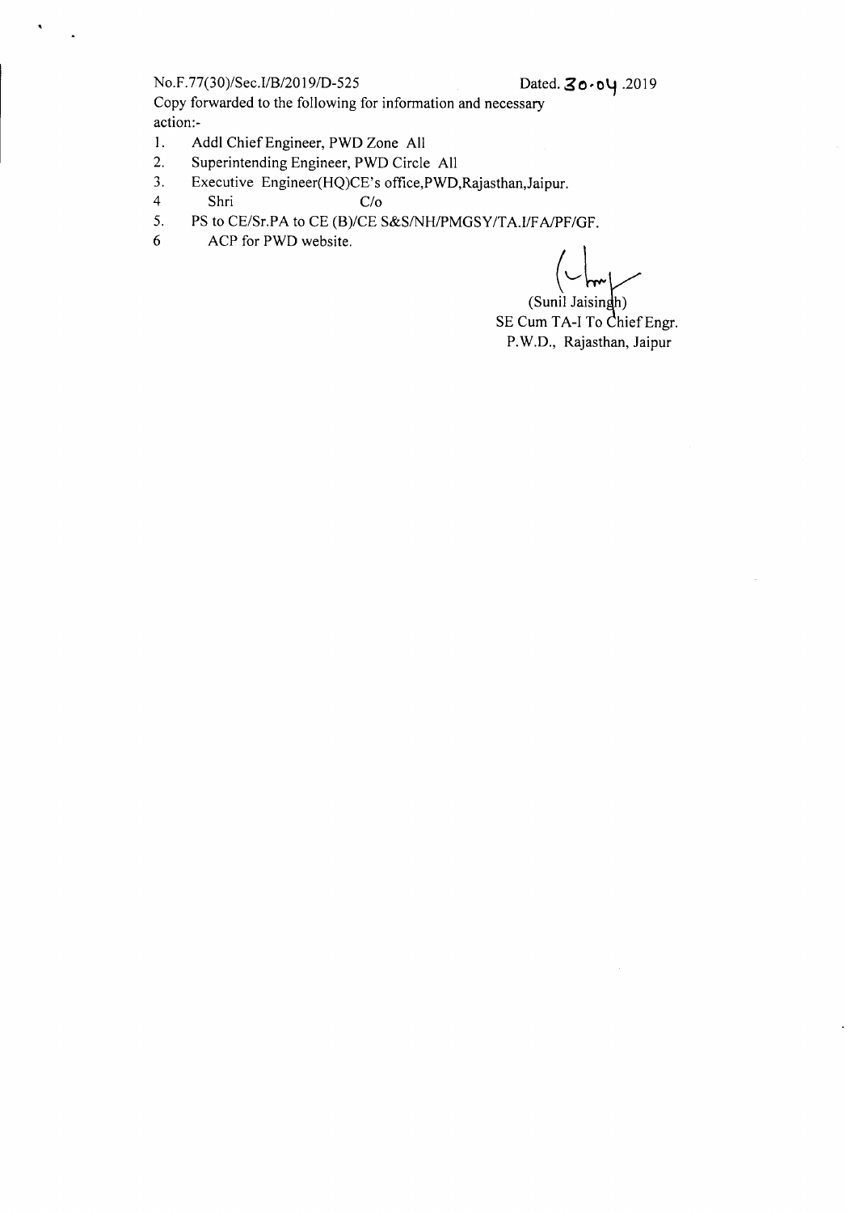No.F.77(30)/Sec.I/B/2019/D-525 Dated. 30.04.2019

Copy forwarded to the following for information and necessary action:-

1. Addl Chief Engineer, PWD Zone All
2. Superintending Engineer, PWD Circle All
3. Executive Engineer(HQ)CE's office,PWD,Rajasthan,Jaipur.
4. Shri C/o
5. PS to CE/Sr.PA to CE (B)/CE S&S/NH/PMGSY/TA.I/FA/PF/GF.
6. ACP for PWD website.

(Sunil Jaisingh)
SE Cum TA-I To Chief Engr.
P.W.D., Rajasthan, Jaipur